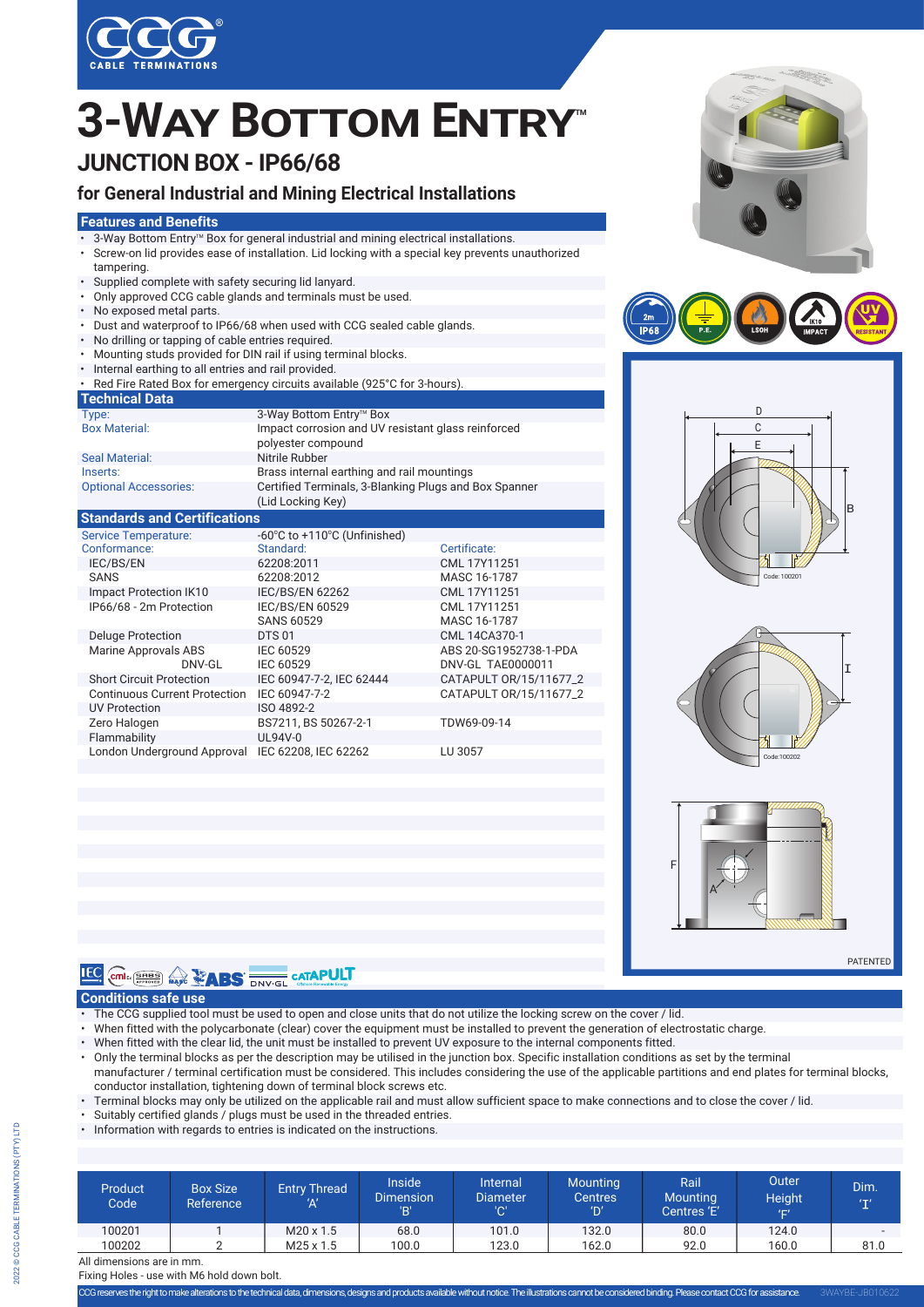# 3-Way Bottom Entry™

## JUNCTION BOX - IP66/68

### for General Industrial and Mining Electrical Installations

### Features and Benefits

- 3-Way Bottom Entry™ Box for general industrial and mining electrical installations.
- Screw-on lid provides ease of installation. Lid locking with a special key prevents unauthorized tampering.
- Supplied complete with safety securing lid lanyard.
- Only approved CCG cable glands and terminals must be used.
- No exposed metal parts.
- Dust and waterproof to IP66/68 when used with CCG sealed cable glands.
- No drilling or tapping of cable entries required.
- Mounting studs provided for DIN rail if using terminal blocks.
- Internal earthing to all entries and rail provided.
- Red Fire Rated Box for emergency circuits available (925°C for 3-hours).

### Technical Data

| | |
|---|---|
| Type: | 3-Way Bottom Entry™ Box |
| Box Material: | Impact corrosion and UV resistant glass reinforced polyester compound |
| Seal Material: | Nitrile Rubber |
| Inserts: | Brass internal earthing and rail mountings |
| Optional Accessories: | Certified Terminals, 3-Blanking Plugs and Box Spanner (Lid Locking Key) |

### Standards and Certifications

| | | |
|---|---|---|
| Service Temperature: | -60°C to +110°C (Unfinished) | |
| Conformance: | Standard: | Certificate: |
| IEC/BS/EN | 62208:2011 | CML 17Y11251 |
| SANS | 62208:2012 | MASC 16-1787 |
| Impact Protection IK10 | IEC/BS/EN 62262 | CML 17Y11251 |
| IP66/68 - 2m Protection | IEC/BS/EN 60529 | CML 17Y11251 |
| | SANS 60529 | MASC 16-1787 |
| Deluge Protection | DTS 01 | CML 14CA370-1 |
| Marine Approvals ABS | IEC 60529 | ABS 20-SG1952738-1-PDA |
| DNV-GL | IEC 60529 | DNV-GL TAE0000011 |
| Short Circuit Protection | IEC 60947-7-2, IEC 62444 | CATAPULT OR/15/11677_2 |
| Continuous Current Protection | IEC 60947-7-2 | CATAPULT OR/15/11677_2 |
| UV Protection | ISO 4892-2 | |
| Zero Halogen | BS7211, BS 50267-2-1 | TDW69-09-14 |
| Flammability | UL94V-0 | |
| London Underground Approval | IEC 62208, IEC 62262 | LU 3057 |

2m IP68 | P.E. | LSOH | IK10 IMPACT | UV RESISTANT

Code: 100201

Code: 100202

PATENTED

### Conditions safe use

- The CCG supplied tool must be used to open and close units that do not utilize the locking screw on the cover / lid.
- When fitted with the polycarbonate (clear) cover the equipment must be installed to prevent the generation of electrostatic charge.
- When fitted with the clear lid, the unit must be installed to prevent UV exposure to the internal components fitted.
- Only the terminal blocks as per the description may be utilised in the junction box. Specific installation conditions as set by the terminal manufacturer / terminal certification must be considered. This includes considering the use of the applicable partitions and end plates for terminal blocks, conductor installation, tightening down of terminal block screws etc.
- Terminal blocks may only be utilized on the applicable rail and must allow sufficient space to make connections and to close the cover / lid.
- Suitably certified glands / plugs must be used in the threaded entries.
- Information with regards to entries is indicated on the instructions.

| Product Code | Box Size Reference | Entry Thread 'A' | Inside Dimension 'B' | Internal Diameter 'C' | Mounting Centres 'D' | Rail Mounting Centres 'E' | Outer Height 'F' | Dim. 'I' |
|---|---|---|---|---|---|---|---|---|
| 100201 | 1 | M20 x 1.5 | 68.0 | 101.0 | 132.0 | 80.0 | 124.0 | - |
| 100202 | 2 | M25 x 1.5 | 100.0 | 123.0 | 162.0 | 92.0 | 160.0 | 81.0 |

All dimensions are in mm.

Fixing Holes - use with M6 hold down bolt.

CCG reserves the right to make alterations to the technical data, dimensions, designs and products available without notice. The illustrations cannot be considered binding. Please contact CCG for assistance. 3WAYBE-JB010622

2022 © CCG CABLE TERMINATIONS (PTY) LTD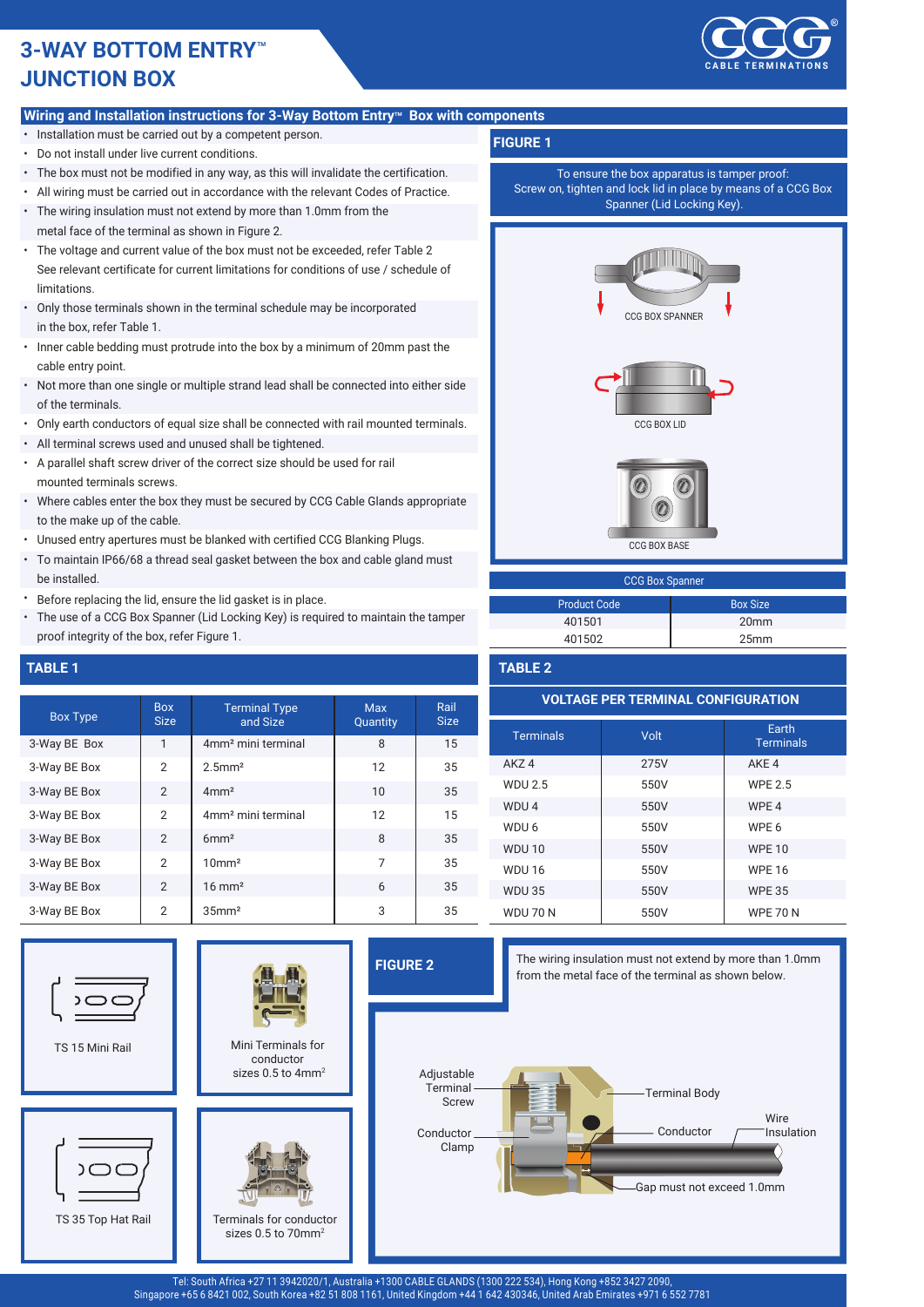# 3-WAY BOTTOM ENTRY™ JUNCTION BOX

## Wiring and Installation instructions for 3-Way Bottom Entry™ Box with components

- Installation must be carried out by a competent person.
- Do not install under live current conditions.
- The box must not be modified in any way, as this will invalidate the certification.
- All wiring must be carried out in accordance with the relevant Codes of Practice.
- The wiring insulation must not extend by more than 1.0mm from the metal face of the terminal as shown in Figure 2.
- The voltage and current value of the box must not be exceeded, refer Table 2. See relevant certificate for current limitations for conditions of use / schedule of limitations.
- Only those terminals shown in the terminal schedule may be incorporated in the box, refer Table 1.
- Inner cable bedding must protrude into the box by a minimum of 20mm past the cable entry point.
- Not more than one single or multiple strand lead shall be connected into either side of the terminals.
- Only earth conductors of equal size shall be connected with rail mounted terminals.
- All terminal screws used and unused shall be tightened.
- A parallel shaft screw driver of the correct size should be used for rail mounted terminals screws.
- Where cables enter the box they must be secured by CCG Cable Glands appropriate to the make up of the cable.
- Unused entry apertures must be blanked with certified CCG Blanking Plugs.
- To maintain IP66/68 a thread seal gasket between the box and cable gland must be installed.
- Before replacing the lid, ensure the lid gasket is in place.
- The use of a CCG Box Spanner (Lid Locking Key) is required to maintain the tamper proof integrity of the box, refer Figure 1.

## FIGURE 1

To ensure the box apparatus is tamper proof: Screw on, tighten and lock lid in place by means of a CCG Box Spanner (Lid Locking Key).

CCG BOX SPANNER

CCG BOX LID

CCG BOX BASE

**CCG Box Spanner**

| Product Code | Box Size |
|---|---|
| 401501 | 20mm |
| 401502 | 25mm |

## TABLE 1

| Box Type | Box Size | Terminal Type and Size | Max Quantity | Rail Size |
|---|---|---|---|---|
| 3-Way BE Box | 1 | 4mm² mini terminal | 8 | 15 |
| 3-Way BE Box | 2 | 2.5mm² | 12 | 35 |
| 3-Way BE Box | 2 | 4mm² | 10 | 35 |
| 3-Way BE Box | 2 | 4mm² mini terminal | 12 | 15 |
| 3-Way BE Box | 2 | 6mm² | 8 | 35 |
| 3-Way BE Box | 2 | 10mm² | 7 | 35 |
| 3-Way BE Box | 2 | 16 mm² | 6 | 35 |
| 3-Way BE Box | 2 | 35mm² | 3 | 35 |

## TABLE 2

**VOLTAGE PER TERMINAL CONFIGURATION**

| Terminals | Volt | Earth Terminals |
|---|---|---|
| AKZ 4 | 275V | AKE 4 |
| WDU 2.5 | 550V | WPE 2.5 |
| WDU 4 | 550V | WPE 4 |
| WDU 6 | 550V | WPE 6 |
| WDU 10 | 550V | WPE 10 |
| WDU 16 | 550V | WPE 16 |
| WDU 35 | 550V | WPE 35 |
| WDU 70 N | 550V | WPE 70 N |

TS 15 Mini Rail

Mini Terminals for conductor sizes 0.5 to 4mm²

TS 35 Top Hat Rail

Terminals for conductor sizes 0.5 to 70mm²

## FIGURE 2

The wiring insulation must not extend by more than 1.0mm from the metal face of the terminal as shown below.

Adjustable Terminal Screw

Terminal Body

Conductor Clamp

Conductor

Wire Insulation

Gap must not exceed 1.0mm

Tel: South Africa +27 11 3942020/1, Australia +1300 CABLE GLANDS (1300 222 534), Hong Kong +852 3427 2090, Singapore +65 6 8421 002, South Korea +82 51 808 1161, United Kingdom +44 1 642 430346, United Arab Emirates +971 6 552 7781